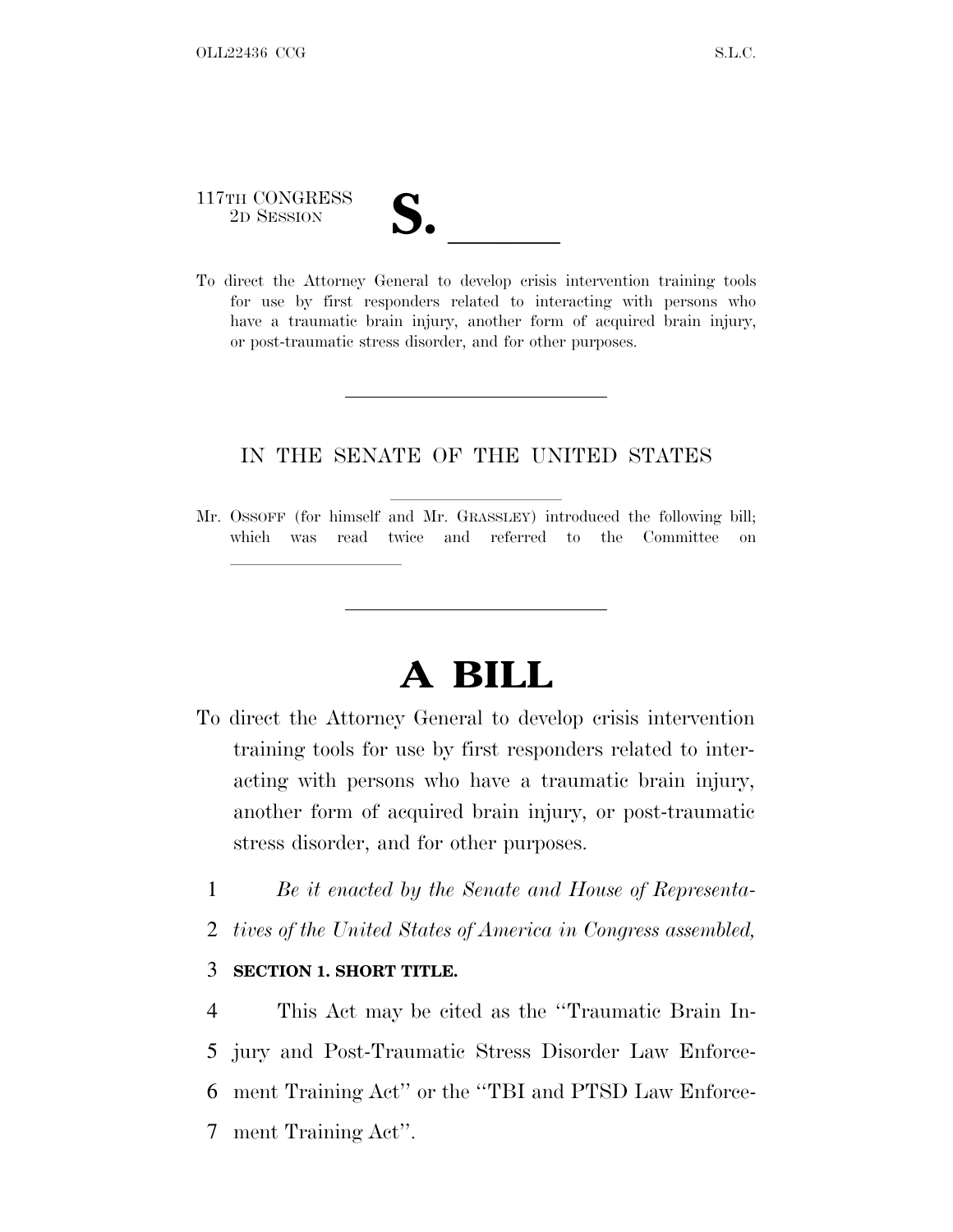117TH CONGRESS
2D SESSION

# S. \_\_\_\_\_\_

To direct the Attorney General to develop crisis intervention training tools for use by first responders related to interacting with persons who have a traumatic brain injury, another form of acquired brain injury, or post-traumatic stress disorder, and for other purposes.

---

IN THE SENATE OF THE UNITED STATES

Mr. OSSOFF (for himself and Mr. GRASSLEY) introduced the following bill; which was read twice and referred to the Committee on \_\_\_\_\_\_\_\_\_\_\_\_\_\_\_\_\_\_\_\_

---

# A BILL

To direct the Attorney General to develop crisis intervention training tools for use by first responders related to interacting with persons who have a traumatic brain injury, another form of acquired brain injury, or post-traumatic stress disorder, and for other purposes.

1 *Be it enacted by the Senate and House of Representa-*
2 *tives of the United States of America in Congress assembled,*

3 **SECTION 1. SHORT TITLE.**

4 This Act may be cited as the ''Traumatic Brain In-
5 jury and Post-Traumatic Stress Disorder Law Enforce-
6 ment Training Act'' or the ''TBI and PTSD Law Enforce-
7 ment Training Act''.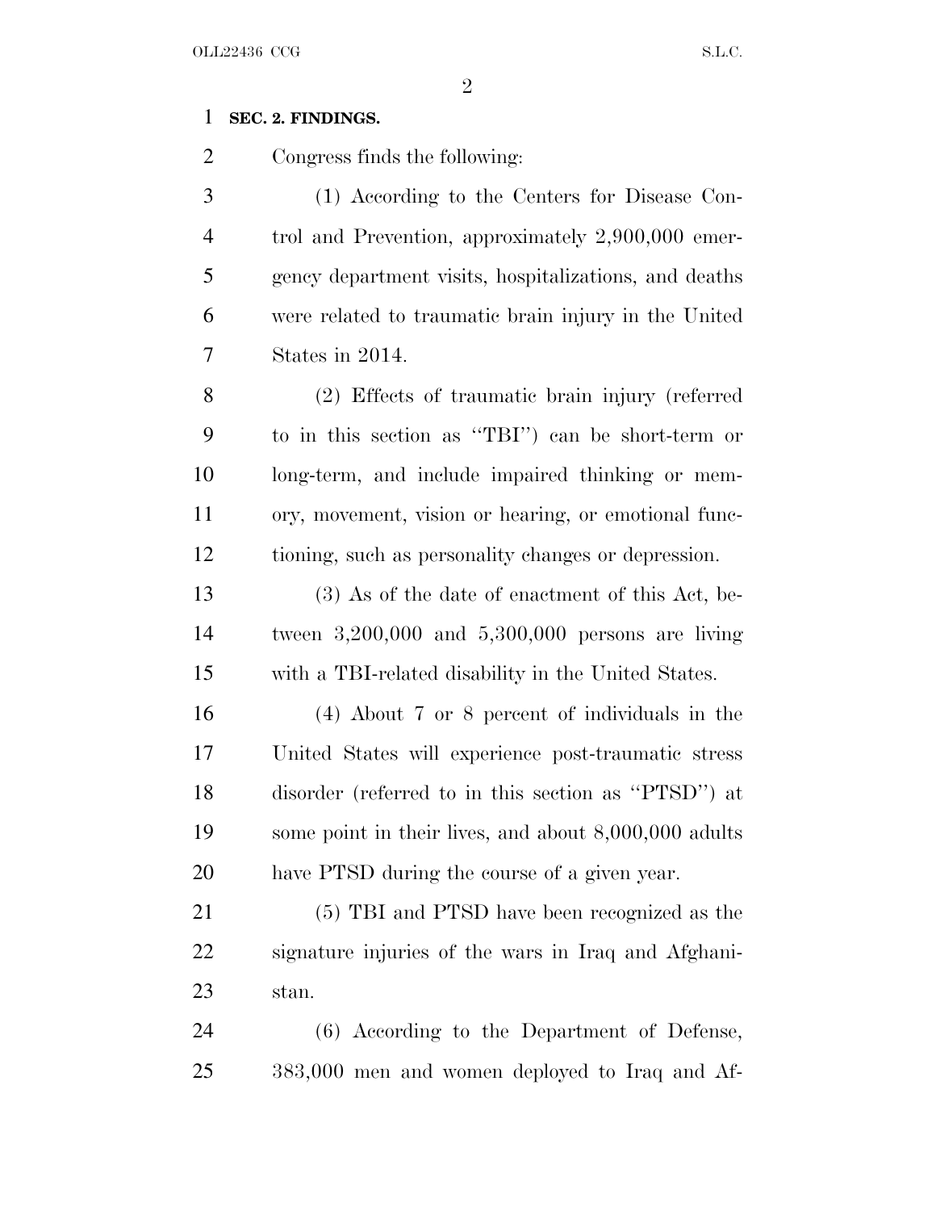**SEC. 2. FINDINGS.**

Congress finds the following:

(1) According to the Centers for Disease Control and Prevention, approximately 2,900,000 emergency department visits, hospitalizations, and deaths were related to traumatic brain injury in the United States in 2014.

(2) Effects of traumatic brain injury (referred to in this section as ''TBI'') can be short-term or long-term, and include impaired thinking or memory, movement, vision or hearing, or emotional functioning, such as personality changes or depression.

(3) As of the date of enactment of this Act, between 3,200,000 and 5,300,000 persons are living with a TBI-related disability in the United States.

(4) About 7 or 8 percent of individuals in the United States will experience post-traumatic stress disorder (referred to in this section as ''PTSD'') at some point in their lives, and about 8,000,000 adults have PTSD during the course of a given year.

(5) TBI and PTSD have been recognized as the signature injuries of the wars in Iraq and Afghanistan.

(6) According to the Department of Defense, 383,000 men and women deployed to Iraq and Af-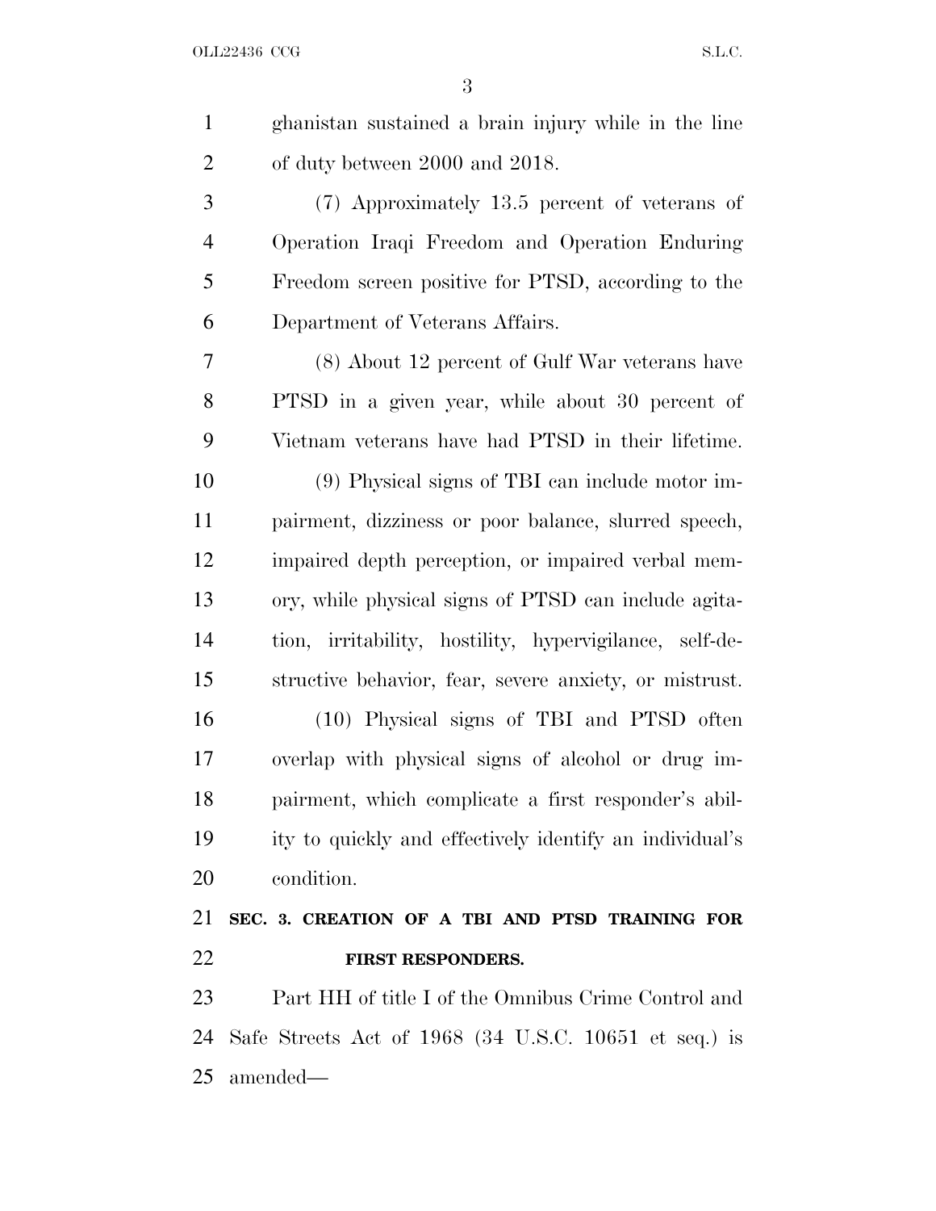ghanistan sustained a brain injury while in the line of duty between 2000 and 2018.

(7) Approximately 13.5 percent of veterans of Operation Iraqi Freedom and Operation Enduring Freedom screen positive for PTSD, according to the Department of Veterans Affairs.

(8) About 12 percent of Gulf War veterans have PTSD in a given year, while about 30 percent of Vietnam veterans have had PTSD in their lifetime.

(9) Physical signs of TBI can include motor impairment, dizziness or poor balance, slurred speech, impaired depth perception, or impaired verbal memory, while physical signs of PTSD can include agitation, irritability, hostility, hypervigilance, self-destructive behavior, fear, severe anxiety, or mistrust.

(10) Physical signs of TBI and PTSD often overlap with physical signs of alcohol or drug impairment, which complicate a first responder's ability to quickly and effectively identify an individual's condition.

## SEC. 3. CREATION OF A TBI AND PTSD TRAINING FOR FIRST RESPONDERS.

Part HH of title I of the Omnibus Crime Control and Safe Streets Act of 1968 (34 U.S.C. 10651 et seq.) is amended—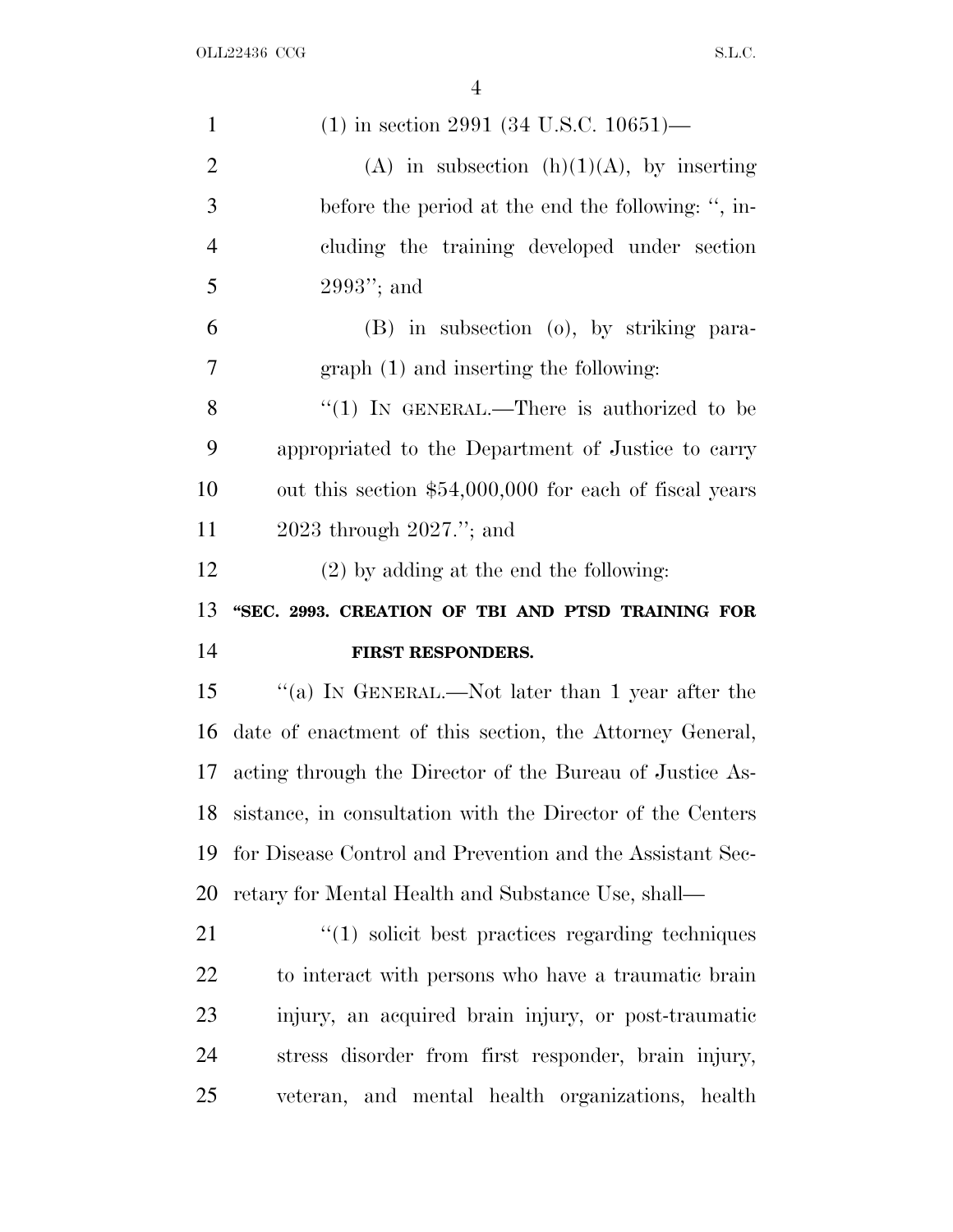(1) in section 2991 (34 U.S.C. 10651)—

(A) in subsection (h)(1)(A), by inserting before the period at the end the following: ", including the training developed under section 2993"; and

(B) in subsection (o), by striking paragraph (1) and inserting the following:

"(1) IN GENERAL.—There is authorized to be appropriated to the Department of Justice to carry out this section $54,000,000 for each of fiscal years 2023 through 2027."; and

(2) by adding at the end the following:

**"SEC. 2993. CREATION OF TBI AND PTSD TRAINING FOR FIRST RESPONDERS.**

"(a) IN GENERAL.—Not later than 1 year after the date of enactment of this section, the Attorney General, acting through the Director of the Bureau of Justice Assistance, in consultation with the Director of the Centers for Disease Control and Prevention and the Assistant Secretary for Mental Health and Substance Use, shall—

"(1) solicit best practices regarding techniques to interact with persons who have a traumatic brain injury, an acquired brain injury, or post-traumatic stress disorder from first responder, brain injury, veteran, and mental health organizations, health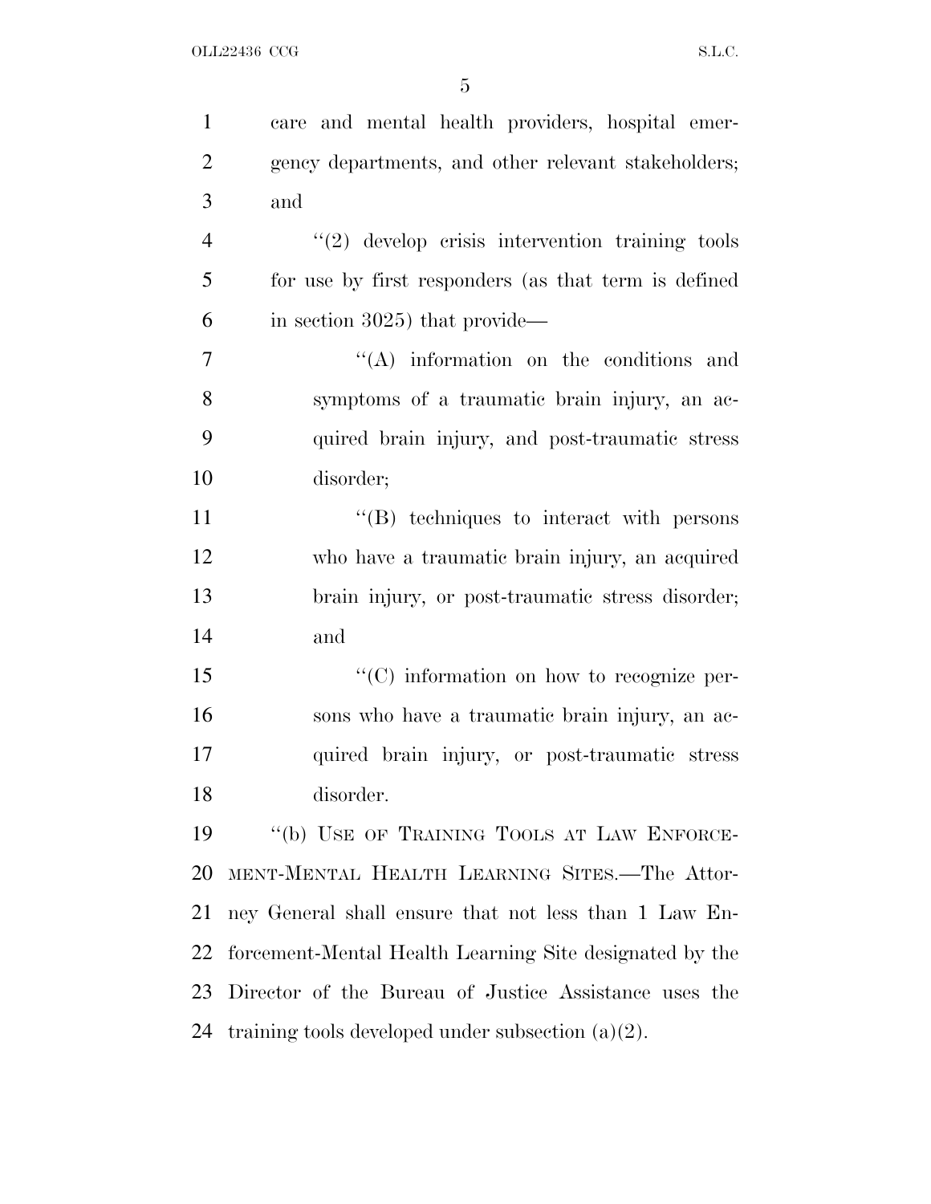care and mental health providers, hospital emergency departments, and other relevant stakeholders; and

''(2) develop crisis intervention training tools for use by first responders (as that term is defined in section 3025) that provide—

''(A) information on the conditions and symptoms of a traumatic brain injury, an acquired brain injury, and post-traumatic stress disorder;

''(B) techniques to interact with persons who have a traumatic brain injury, an acquired brain injury, or post-traumatic stress disorder; and

''(C) information on how to recognize persons who have a traumatic brain injury, an acquired brain injury, or post-traumatic stress disorder.

''(b) USE OF TRAINING TOOLS AT LAW ENFORCEMENT-MENTAL HEALTH LEARNING SITES.—The Attorney General shall ensure that not less than 1 Law Enforcement-Mental Health Learning Site designated by the Director of the Bureau of Justice Assistance uses the training tools developed under subsection (a)(2).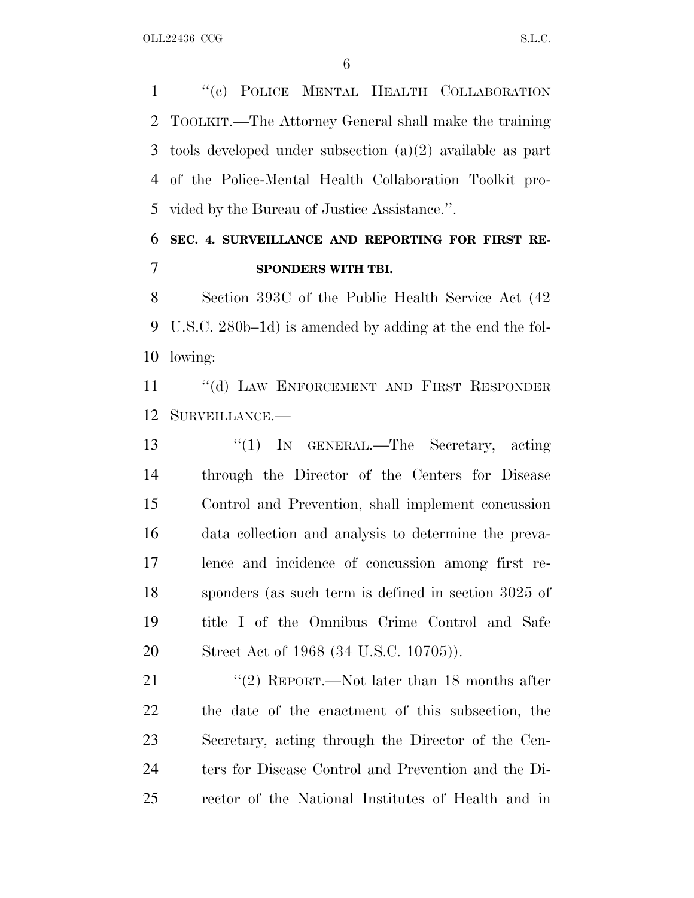"(c) POLICE MENTAL HEALTH COLLABORATION TOOLKIT.—The Attorney General shall make the training tools developed under subsection (a)(2) available as part of the Police-Mental Health Collaboration Toolkit provided by the Bureau of Justice Assistance.".

**SEC. 4. SURVEILLANCE AND REPORTING FOR FIRST RESPONDERS WITH TBI.**

Section 393C of the Public Health Service Act (42 U.S.C. 280b–1d) is amended by adding at the end the following:

"(d) LAW ENFORCEMENT AND FIRST RESPONDER SURVEILLANCE.—

"(1) IN GENERAL.—The Secretary, acting through the Director of the Centers for Disease Control and Prevention, shall implement concussion data collection and analysis to determine the prevalence and incidence of concussion among first responders (as such term is defined in section 3025 of title I of the Omnibus Crime Control and Safe Street Act of 1968 (34 U.S.C. 10705)).

"(2) REPORT.—Not later than 18 months after the date of the enactment of this subsection, the Secretary, acting through the Director of the Centers for Disease Control and Prevention and the Director of the National Institutes of Health and in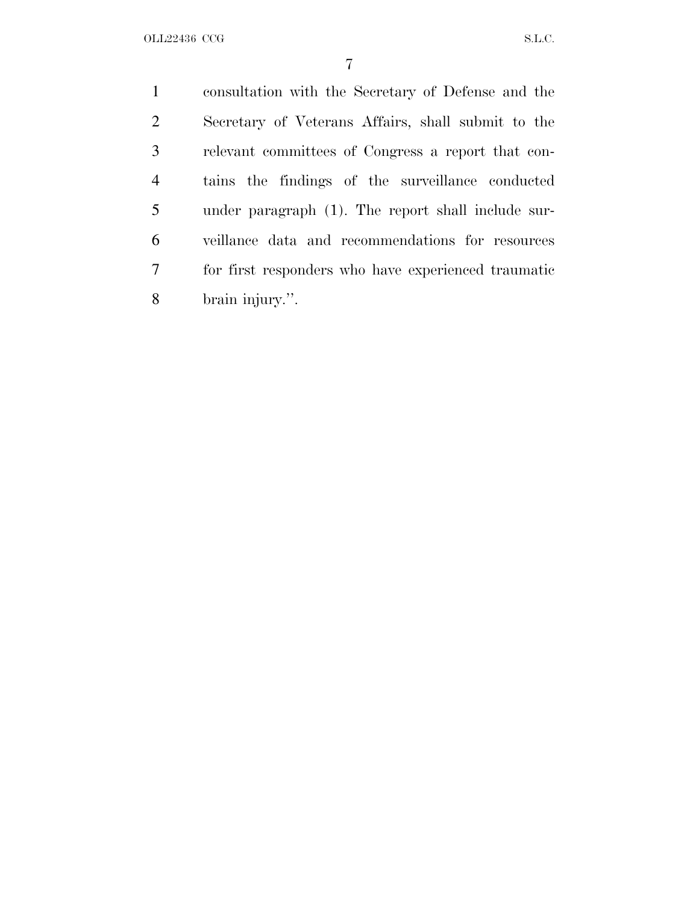consultation with the Secretary of Defense and the Secretary of Veterans Affairs, shall submit to the relevant committees of Congress a report that contains the findings of the surveillance conducted under paragraph (1). The report shall include surveillance data and recommendations for resources for first responders who have experienced traumatic brain injury.''.